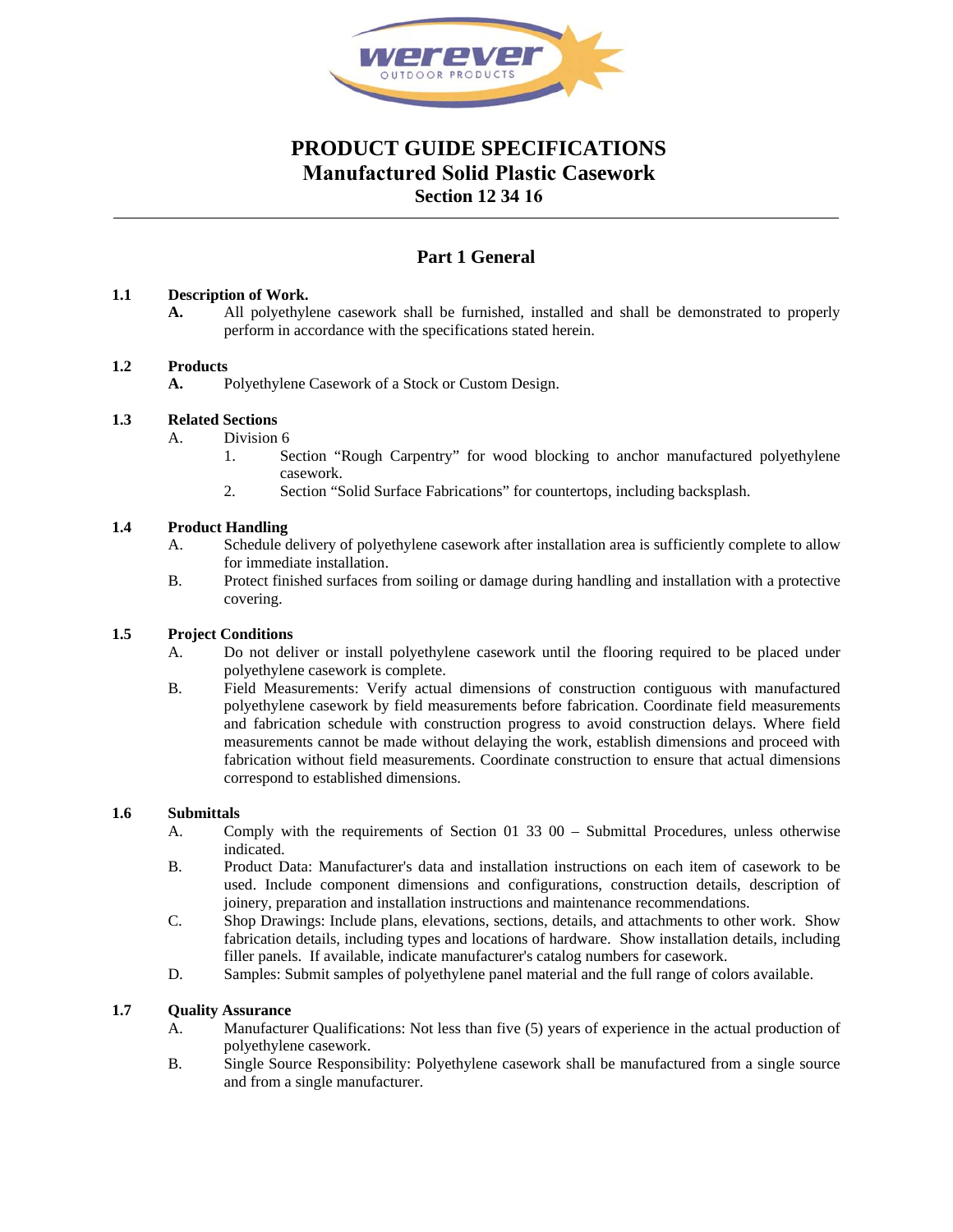# PRODUCT GUIDE SPECIFICATIONS
# Manufactured Solid Plastic Casework
### Section 12 34 16

---

## Part 1 General

**1.1 Description of Work.**

**A.** All polyethylene casework shall be furnished, installed and shall be demonstrated to properly perform in accordance with the specifications stated herein.

**1.2 Products**

**A.** Polyethylene Casework of a Stock or Custom Design.

**1.3 Related Sections**

A. Division 6
   1. Section "Rough Carpentry" for wood blocking to anchor manufactured polyethylene casework.
   2. Section "Solid Surface Fabrications" for countertops, including backsplash.

**1.4 Product Handling**

A. Schedule delivery of polyethylene casework after installation area is sufficiently complete to allow for immediate installation.

B. Protect finished surfaces from soiling or damage during handling and installation with a protective covering.

**1.5 Project Conditions**

A. Do not deliver or install polyethylene casework until the flooring required to be placed under polyethylene casework is complete.

B. Field Measurements: Verify actual dimensions of construction contiguous with manufactured polyethylene casework by field measurements before fabrication. Coordinate field measurements and fabrication schedule with construction progress to avoid construction delays. Where field measurements cannot be made without delaying the work, establish dimensions and proceed with fabrication without field measurements. Coordinate construction to ensure that actual dimensions correspond to established dimensions.

**1.6 Submittals**

A. Comply with the requirements of Section 01 33 00 – Submittal Procedures, unless otherwise indicated.

B. Product Data: Manufacturer's data and installation instructions on each item of casework to be used. Include component dimensions and configurations, construction details, description of joinery, preparation and installation instructions and maintenance recommendations.

C. Shop Drawings: Include plans, elevations, sections, details, and attachments to other work. Show fabrication details, including types and locations of hardware. Show installation details, including filler panels. If available, indicate manufacturer's catalog numbers for casework.

D. Samples: Submit samples of polyethylene panel material and the full range of colors available.

**1.7 Quality Assurance**

A. Manufacturer Qualifications: Not less than five (5) years of experience in the actual production of polyethylene casework.

B. Single Source Responsibility: Polyethylene casework shall be manufactured from a single source and from a single manufacturer.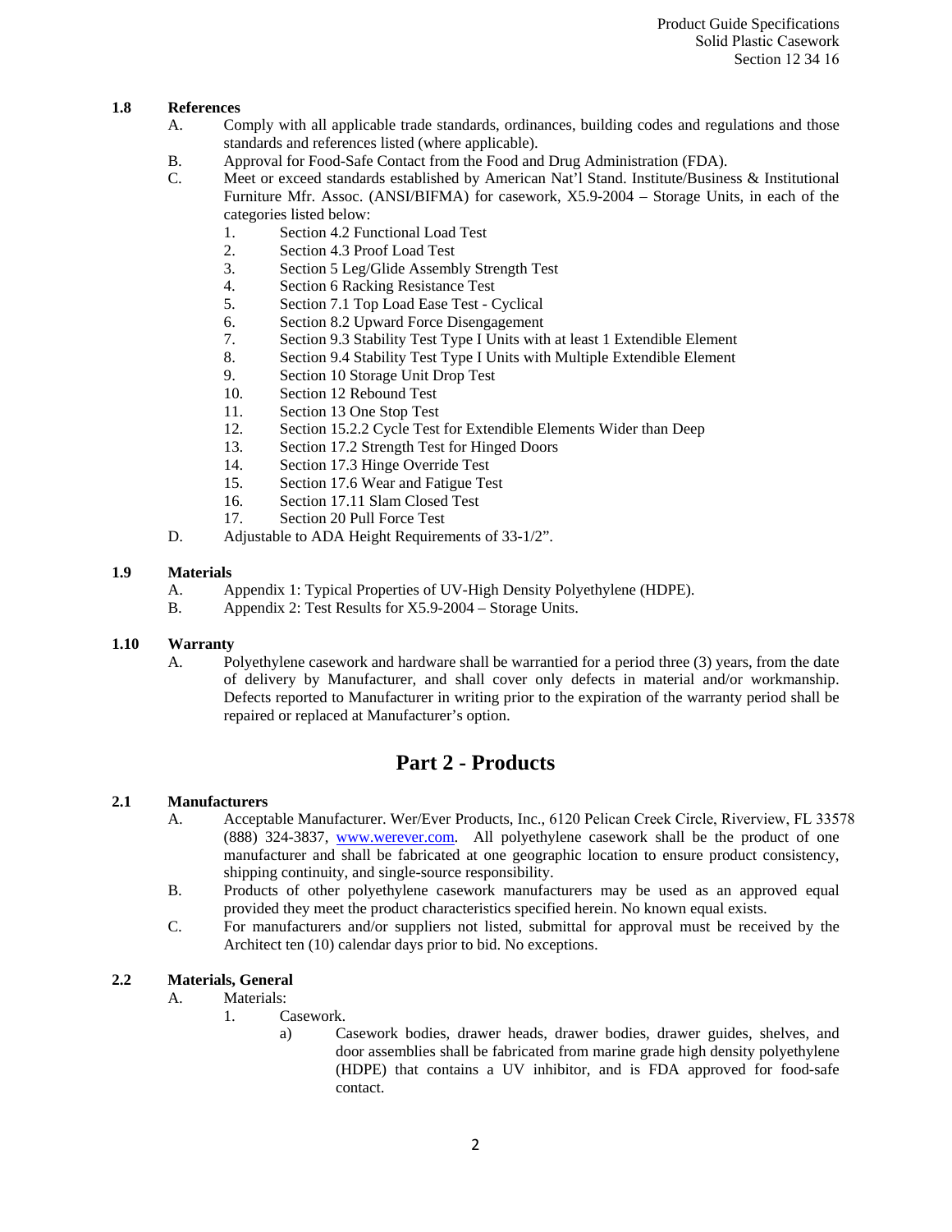### 1.8 References

A. Comply with all applicable trade standards, ordinances, building codes and regulations and those standards and references listed (where applicable).

B. Approval for Food-Safe Contact from the Food and Drug Administration (FDA).

C. Meet or exceed standards established by American Nat'l Stand. Institute/Business & Institutional Furniture Mfr. Assoc. (ANSI/BIFMA) for casework, X5.9-2004 – Storage Units, in each of the categories listed below:

1. Section 4.2 Functional Load Test
2. Section 4.3 Proof Load Test
3. Section 5 Leg/Glide Assembly Strength Test
4. Section 6 Racking Resistance Test
5. Section 7.1 Top Load Ease Test - Cyclical
6. Section 8.2 Upward Force Disengagement
7. Section 9.3 Stability Test Type I Units with at least 1 Extendible Element
8. Section 9.4 Stability Test Type I Units with Multiple Extendible Element
9. Section 10 Storage Unit Drop Test
10. Section 12 Rebound Test
11. Section 13 One Stop Test
12. Section 15.2.2 Cycle Test for Extendible Elements Wider than Deep
13. Section 17.2 Strength Test for Hinged Doors
14. Section 17.3 Hinge Override Test
15. Section 17.6 Wear and Fatigue Test
16. Section 17.11 Slam Closed Test
17. Section 20 Pull Force Test

D. Adjustable to ADA Height Requirements of 33-1/2".

### 1.9 Materials

A. Appendix 1: Typical Properties of UV-High Density Polyethylene (HDPE).

B. Appendix 2: Test Results for X5.9-2004 – Storage Units.

### 1.10 Warranty

A. Polyethylene casework and hardware shall be warrantied for a period three (3) years, from the date of delivery by Manufacturer, and shall cover only defects in material and/or workmanship. Defects reported to Manufacturer in writing prior to the expiration of the warranty period shall be repaired or replaced at Manufacturer's option.

## Part 2 - Products

### 2.1 Manufacturers

A. Acceptable Manufacturer. Wer/Ever Products, Inc., 6120 Pelican Creek Circle, Riverview, FL 33578 (888) 324-3837, www.werever.com. All polyethylene casework shall be the product of one manufacturer and shall be fabricated at one geographic location to ensure product consistency, shipping continuity, and single-source responsibility.

B. Products of other polyethylene casework manufacturers may be used as an approved equal provided they meet the product characteristics specified herein. No known equal exists.

C. For manufacturers and/or suppliers not listed, submittal for approval must be received by the Architect ten (10) calendar days prior to bid. No exceptions.

### 2.2 Materials, General

A. Materials:

1. Casework.

   a) Casework bodies, drawer heads, drawer bodies, drawer guides, shelves, and door assemblies shall be fabricated from marine grade high density polyethylene (HDPE) that contains a UV inhibitor, and is FDA approved for food-safe contact.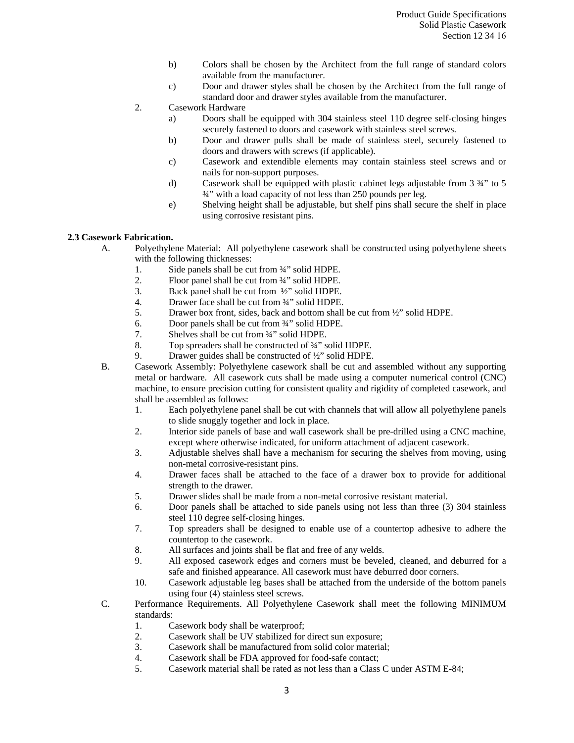b) Colors shall be chosen by the Architect from the full range of standard colors available from the manufacturer.

c) Door and drawer styles shall be chosen by the Architect from the full range of standard door and drawer styles available from the manufacturer.

2. Casework Hardware

a) Doors shall be equipped with 304 stainless steel 110 degree self-closing hinges securely fastened to doors and casework with stainless steel screws.

b) Door and drawer pulls shall be made of stainless steel, securely fastened to doors and drawers with screws (if applicable).

c) Casework and extendible elements may contain stainless steel screws and or nails for non-support purposes.

d) Casework shall be equipped with plastic cabinet legs adjustable from 3 ¾" to 5 ¾" with a load capacity of not less than 250 pounds per leg.

e) Shelving height shall be adjustable, but shelf pins shall secure the shelf in place using corrosive resistant pins.

**2.3 Casework Fabrication.**

A. Polyethylene Material: All polyethylene casework shall be constructed using polyethylene sheets with the following thicknesses:

1. Side panels shall be cut from ¾" solid HDPE.
2. Floor panel shall be cut from ¾" solid HDPE.
3. Back panel shall be cut from ½" solid HDPE.
4. Drawer face shall be cut from ¾" solid HDPE.
5. Drawer box front, sides, back and bottom shall be cut from ½" solid HDPE.
6. Door panels shall be cut from ¾" solid HDPE.
7. Shelves shall be cut from ¾" solid HDPE.
8. Top spreaders shall be constructed of ¾" solid HDPE.
9. Drawer guides shall be constructed of ½" solid HDPE.

B. Casework Assembly: Polyethylene casework shall be cut and assembled without any supporting metal or hardware. All casework cuts shall be made using a computer numerical control (CNC) machine, to ensure precision cutting for consistent quality and rigidity of completed casework, and shall be assembled as follows:

1. Each polyethylene panel shall be cut with channels that will allow all polyethylene panels to slide snuggly together and lock in place.
2. Interior side panels of base and wall casework shall be pre-drilled using a CNC machine, except where otherwise indicated, for uniform attachment of adjacent casework.
3. Adjustable shelves shall have a mechanism for securing the shelves from moving, using non-metal corrosive-resistant pins.
4. Drawer faces shall be attached to the face of a drawer box to provide for additional strength to the drawer.
5. Drawer slides shall be made from a non-metal corrosive resistant material.
6. Door panels shall be attached to side panels using not less than three (3) 304 stainless steel 110 degree self-closing hinges.
7. Top spreaders shall be designed to enable use of a countertop adhesive to adhere the countertop to the casework.
8. All surfaces and joints shall be flat and free of any welds.
9. All exposed casework edges and corners must be beveled, cleaned, and deburred for a safe and finished appearance. All casework must have deburred door corners.
10. Casework adjustable leg bases shall be attached from the underside of the bottom panels using four (4) stainless steel screws.

C. Performance Requirements. All Polyethylene Casework shall meet the following MINIMUM standards:

1. Casework body shall be waterproof;
2. Casework shall be UV stabilized for direct sun exposure;
3. Casework shall be manufactured from solid color material;
4. Casework shall be FDA approved for food-safe contact;
5. Casework material shall be rated as not less than a Class C under ASTM E-84;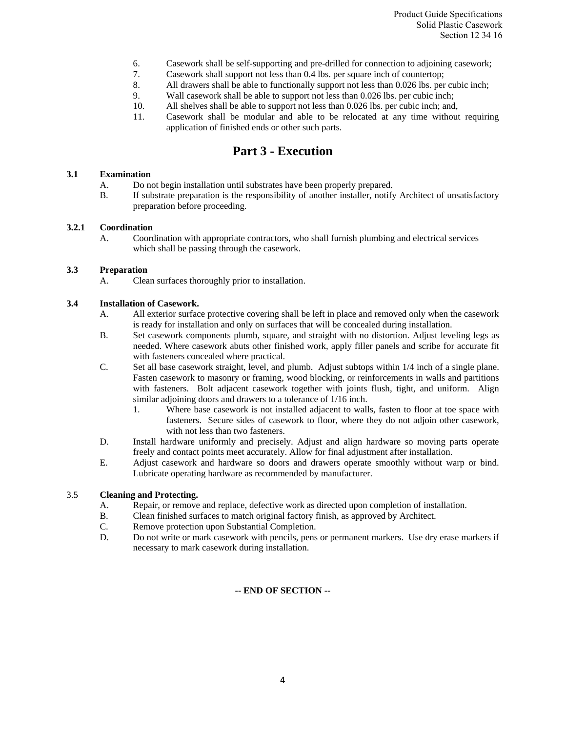6. Casework shall be self-supporting and pre-drilled for connection to adjoining casework;
7. Casework shall support not less than 0.4 lbs. per square inch of countertop;
8. All drawers shall be able to functionally support not less than 0.026 lbs. per cubic inch;
9. Wall casework shall be able to support not less than 0.026 lbs. per cubic inch;
10. All shelves shall be able to support not less than 0.026 lbs. per cubic inch; and,
11. Casework shall be modular and able to be relocated at any time without requiring application of finished ends or other such parts.

# Part 3 - Execution

### 3.1 Examination

A. Do not begin installation until substrates have been properly prepared.

B. If substrate preparation is the responsibility of another installer, notify Architect of unsatisfactory preparation before proceeding.

### 3.2.1 Coordination

A. Coordination with appropriate contractors, who shall furnish plumbing and electrical services which shall be passing through the casework.

### 3.3 Preparation

A. Clean surfaces thoroughly prior to installation.

### 3.4 Installation of Casework.

A. All exterior surface protective covering shall be left in place and removed only when the casework is ready for installation and only on surfaces that will be concealed during installation.

B. Set casework components plumb, square, and straight with no distortion. Adjust leveling legs as needed. Where casework abuts other finished work, apply filler panels and scribe for accurate fit with fasteners concealed where practical.

C. Set all base casework straight, level, and plumb. Adjust subtops within 1/4 inch of a single plane. Fasten casework to masonry or framing, wood blocking, or reinforcements in walls and partitions with fasteners. Bolt adjacent casework together with joints flush, tight, and uniform. Align similar adjoining doors and drawers to a tolerance of 1/16 inch.

1. Where base casework is not installed adjacent to walls, fasten to floor at toe space with fasteners. Secure sides of casework to floor, where they do not adjoin other casework, with not less than two fasteners.

D. Install hardware uniformly and precisely. Adjust and align hardware so moving parts operate freely and contact points meet accurately. Allow for final adjustment after installation.

E. Adjust casework and hardware so doors and drawers operate smoothly without warp or bind. Lubricate operating hardware as recommended by manufacturer.

### 3.5 Cleaning and Protecting.

A. Repair, or remove and replace, defective work as directed upon completion of installation.

B. Clean finished surfaces to match original factory finish, as approved by Architect.

C. Remove protection upon Substantial Completion.

D. Do not write or mark casework with pencils, pens or permanent markers. Use dry erase markers if necessary to mark casework during installation.

**-- END OF SECTION --**